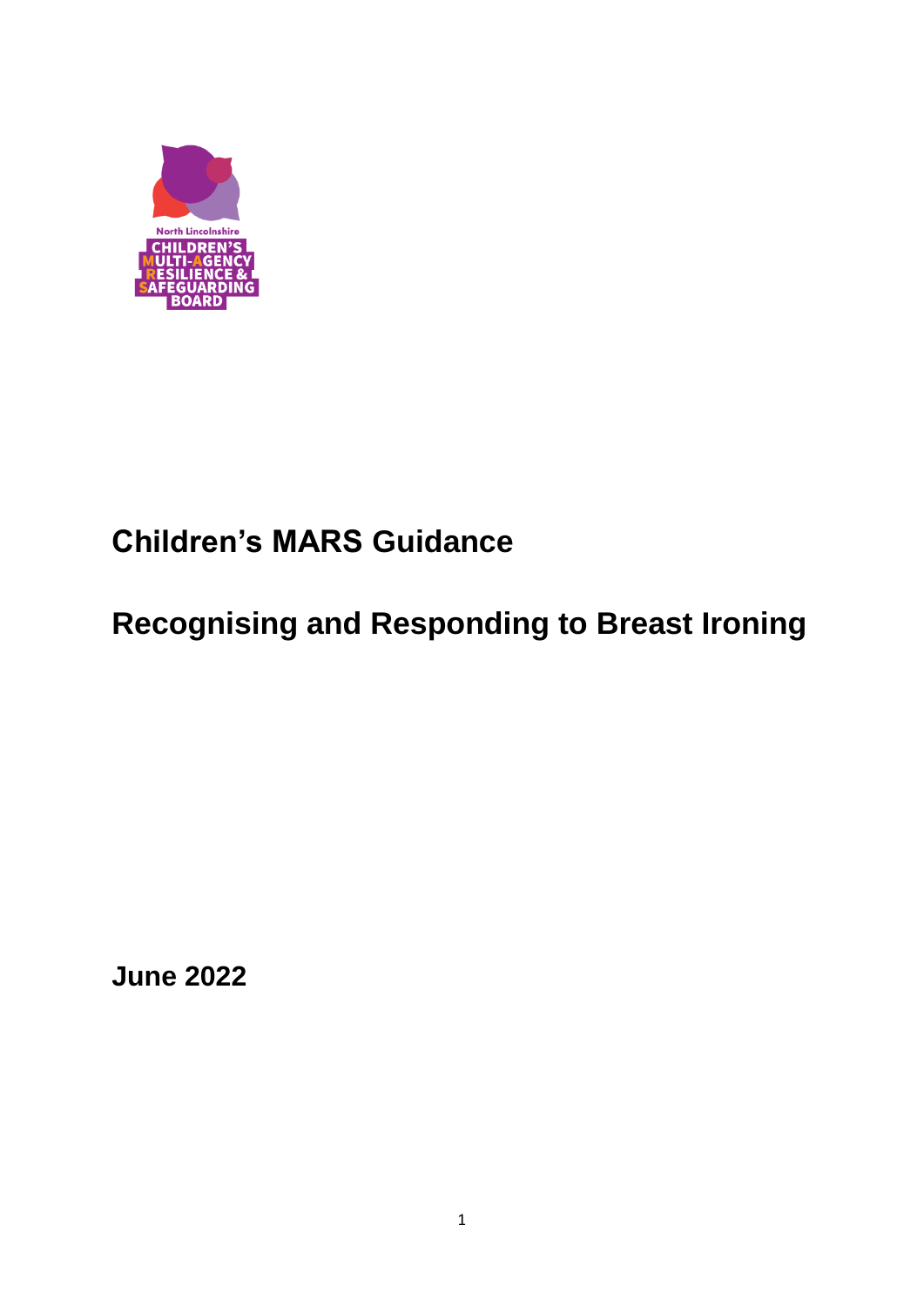North Lincolnshire CHILDREN'S MULTI-AGENCY RESILIENCE & SAFEGUARDING BOARD

# Children's MARS Guidance

# Recognising and Responding to Breast Ironing

**June 2022**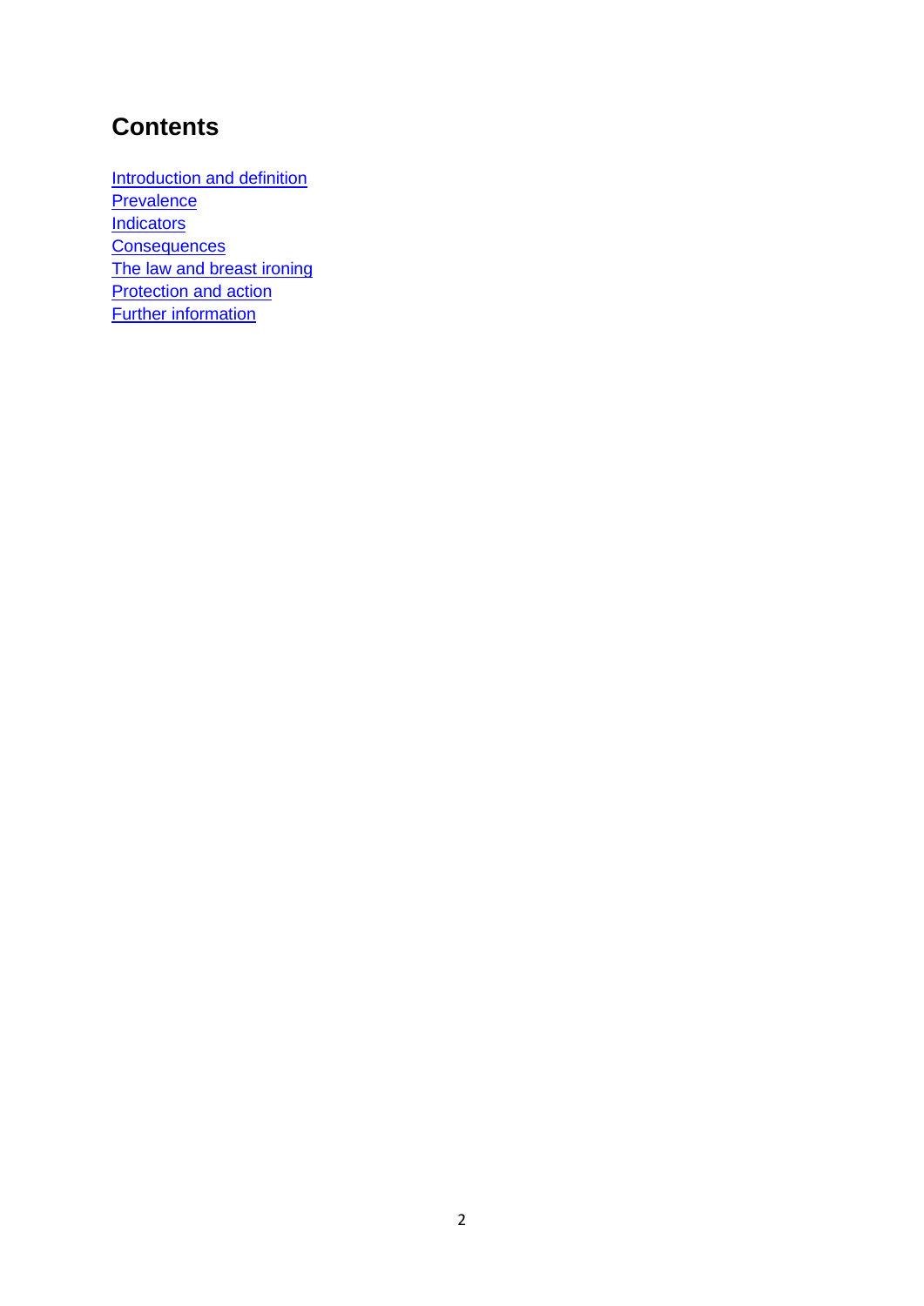## Contents

Introduction and definition
Prevalence
Indicators
Consequences
The law and breast ironing
Protection and action
Further information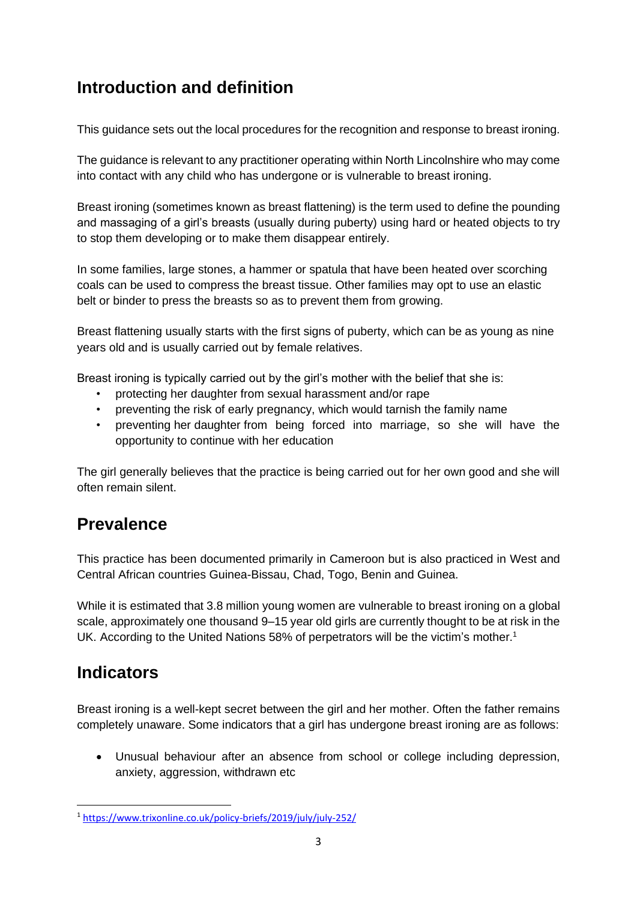## Introduction and definition

This guidance sets out the local procedures for the recognition and response to breast ironing.

The guidance is relevant to any practitioner operating within North Lincolnshire who may come into contact with any child who has undergone or is vulnerable to breast ironing.

Breast ironing (sometimes known as breast flattening) is the term used to define the pounding and massaging of a girl's breasts (usually during puberty) using hard or heated objects to try to stop them developing or to make them disappear entirely.

In some families, large stones, a hammer or spatula that have been heated over scorching coals can be used to compress the breast tissue. Other families may opt to use an elastic belt or binder to press the breasts so as to prevent them from growing.

Breast flattening usually starts with the first signs of puberty, which can be as young as nine years old and is usually carried out by female relatives.

Breast ironing is typically carried out by the girl's mother with the belief that she is:

- protecting her daughter from sexual harassment and/or rape
- preventing the risk of early pregnancy, which would tarnish the family name
- preventing her daughter from being forced into marriage, so she will have the opportunity to continue with her education

The girl generally believes that the practice is being carried out for her own good and she will often remain silent.

## Prevalence

This practice has been documented primarily in Cameroon but is also practiced in West and Central African countries Guinea-Bissau, Chad, Togo, Benin and Guinea.

While it is estimated that 3.8 million young women are vulnerable to breast ironing on a global scale, approximately one thousand 9–15 year old girls are currently thought to be at risk in the UK. According to the United Nations 58% of perpetrators will be the victim's mother.[1]

## Indicators

Breast ironing is a well-kept secret between the girl and her mother. Often the father remains completely unaware. Some indicators that a girl has undergone breast ironing are as follows:

- Unusual behaviour after an absence from school or college including depression, anxiety, aggression, withdrawn etc

[1] https://www.trixonline.co.uk/policy-briefs/2019/july/july-252/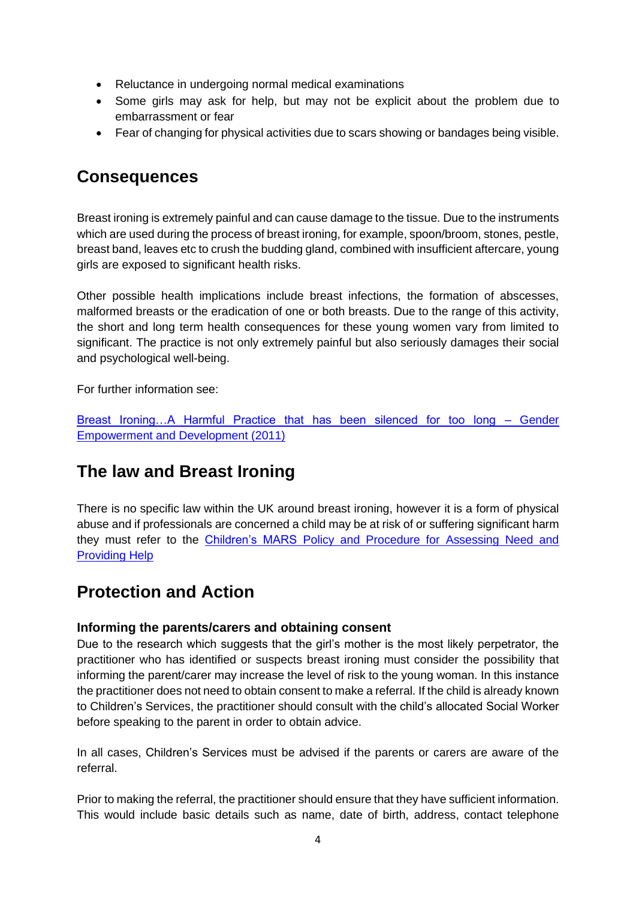- Reluctance in undergoing normal medical examinations
- Some girls may ask for help, but may not be explicit about the problem due to embarrassment or fear
- Fear of changing for physical activities due to scars showing or bandages being visible.

## Consequences

Breast ironing is extremely painful and can cause damage to the tissue. Due to the instruments which are used during the process of breast ironing, for example, spoon/broom, stones, pestle, breast band, leaves etc to crush the budding gland, combined with insufficient aftercare, young girls are exposed to significant health risks.

Other possible health implications include breast infections, the formation of abscesses, malformed breasts or the eradication of one or both breasts. Due to the range of this activity, the short and long term health consequences for these young women vary from limited to significant. The practice is not only extremely painful but also seriously damages their social and psychological well-being.

For further information see:

Breast Ironing…A Harmful Practice that has been silenced for too long – Gender Empowerment and Development (2011)

## The law and Breast Ironing

There is no specific law within the UK around breast ironing, however it is a form of physical abuse and if professionals are concerned a child may be at risk of or suffering significant harm they must refer to the Children's MARS Policy and Procedure for Assessing Need and Providing Help

## Protection and Action

### Informing the parents/carers and obtaining consent

Due to the research which suggests that the girl's mother is the most likely perpetrator, the practitioner who has identified or suspects breast ironing must consider the possibility that informing the parent/carer may increase the level of risk to the young woman. In this instance the practitioner does not need to obtain consent to make a referral. If the child is already known to Children's Services, the practitioner should consult with the child's allocated Social Worker before speaking to the parent in order to obtain advice.

In all cases, Children's Services must be advised if the parents or carers are aware of the referral.

Prior to making the referral, the practitioner should ensure that they have sufficient information. This would include basic details such as name, date of birth, address, contact telephone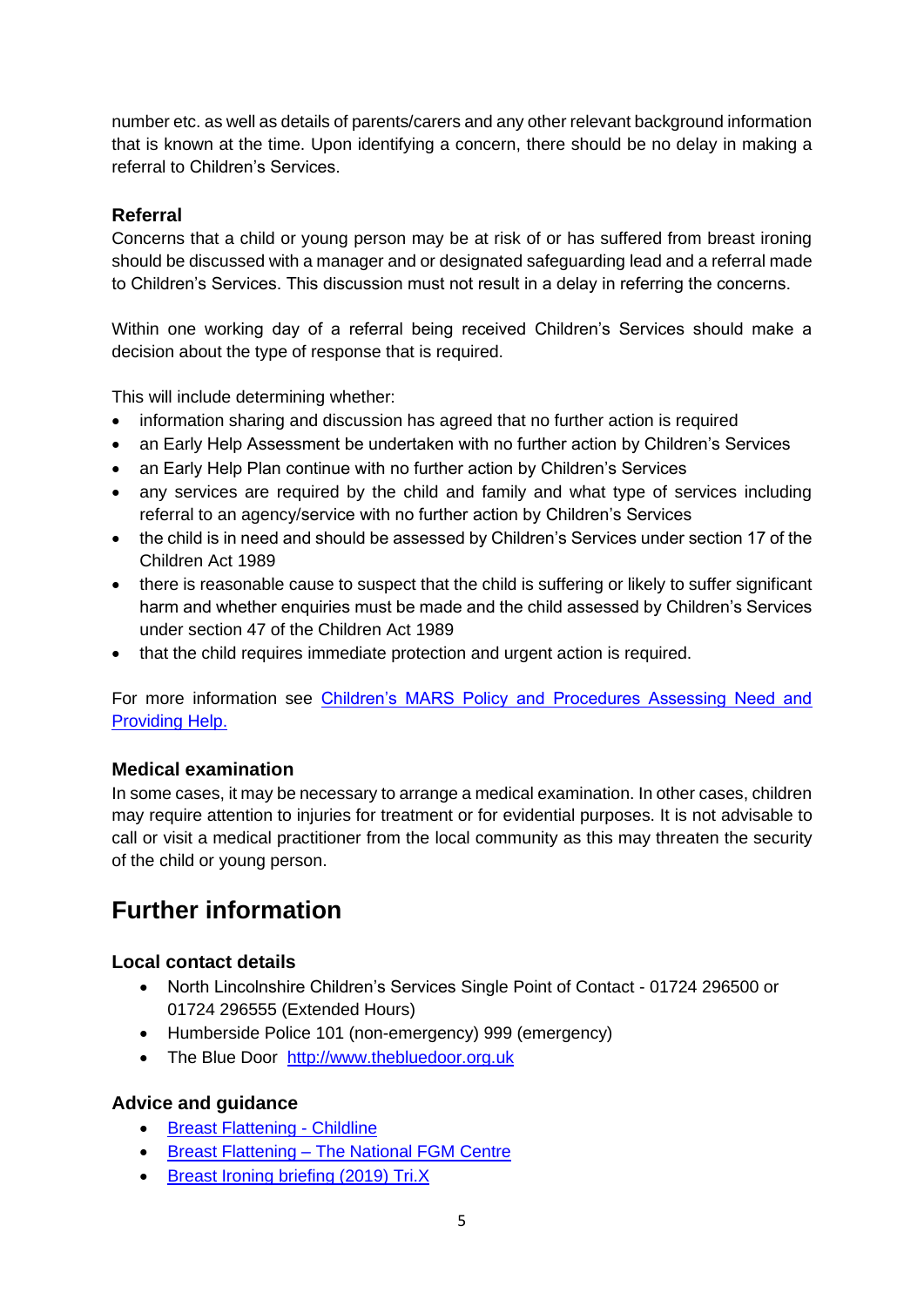number etc. as well as details of parents/carers and any other relevant background information that is known at the time. Upon identifying a concern, there should be no delay in making a referral to Children's Services.

### Referral

Concerns that a child or young person may be at risk of or has suffered from breast ironing should be discussed with a manager and or designated safeguarding lead and a referral made to Children's Services. This discussion must not result in a delay in referring the concerns.

Within one working day of a referral being received Children's Services should make a decision about the type of response that is required.

This will include determining whether:

- information sharing and discussion has agreed that no further action is required
- an Early Help Assessment be undertaken with no further action by Children's Services
- an Early Help Plan continue with no further action by Children's Services
- any services are required by the child and family and what type of services including referral to an agency/service with no further action by Children's Services
- the child is in need and should be assessed by Children's Services under section 17 of the Children Act 1989
- there is reasonable cause to suspect that the child is suffering or likely to suffer significant harm and whether enquiries must be made and the child assessed by Children's Services under section 47 of the Children Act 1989
- that the child requires immediate protection and urgent action is required.

For more information see [Children's MARS Policy and Procedures Assessing Need and Providing Help.]()

### Medical examination

In some cases, it may be necessary to arrange a medical examination. In other cases, children may require attention to injuries for treatment or for evidential purposes. It is not advisable to call or visit a medical practitioner from the local community as this may threaten the security of the child or young person.

## Further information

### Local contact details

- North Lincolnshire Children's Services Single Point of Contact - 01724 296500 or 01724 296555 (Extended Hours)
- Humberside Police 101 (non-emergency) 999 (emergency)
- The Blue Door [http://www.thebluedoor.org.uk](http://www.thebluedoor.org.uk)

### Advice and guidance

- [Breast Flattening - Childline]()
- [Breast Flattening – The National FGM Centre]()
- [Breast Ironing briefing (2019) Tri.X]()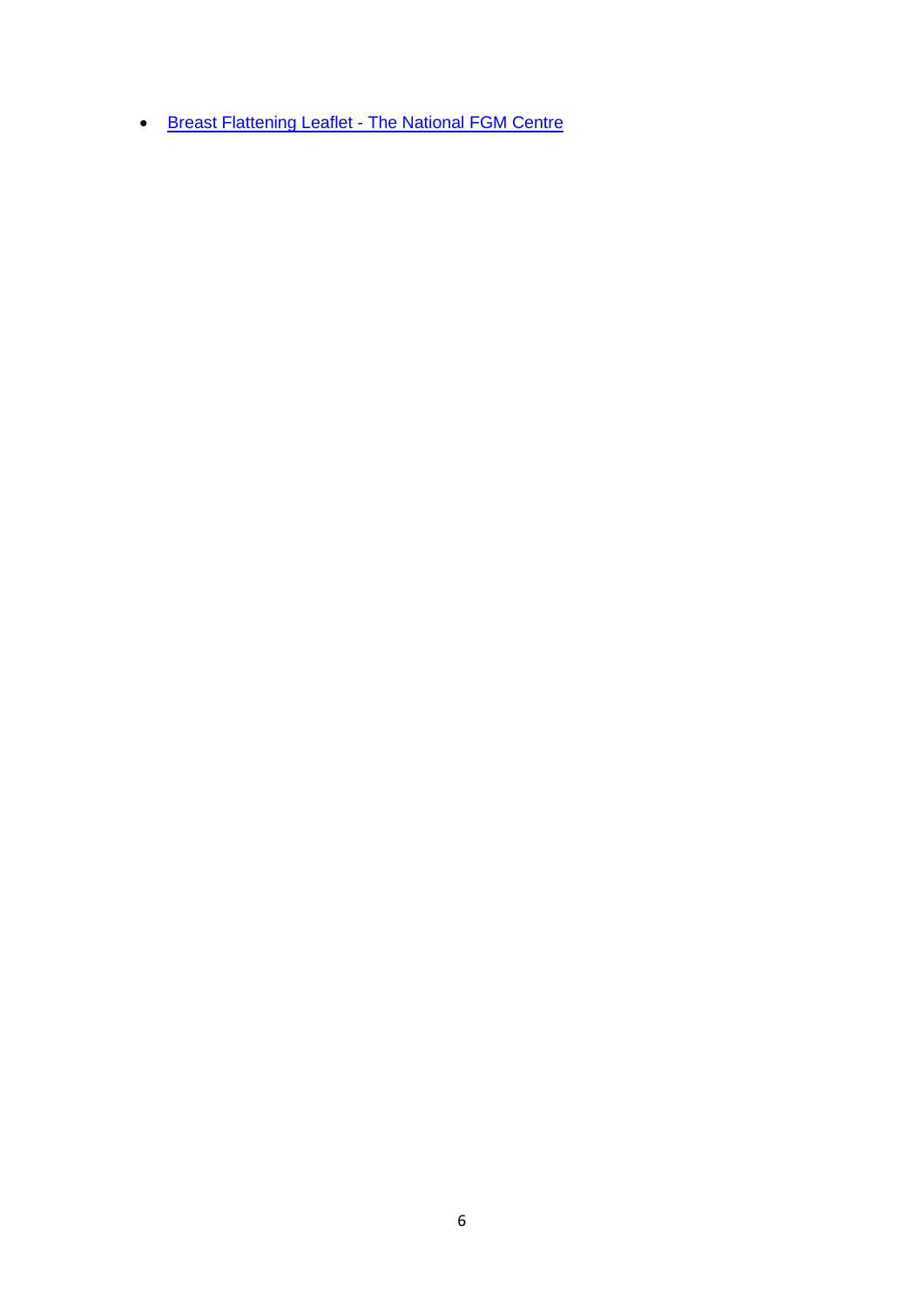- [Breast Flattening Leaflet - The National FGM Centre]()